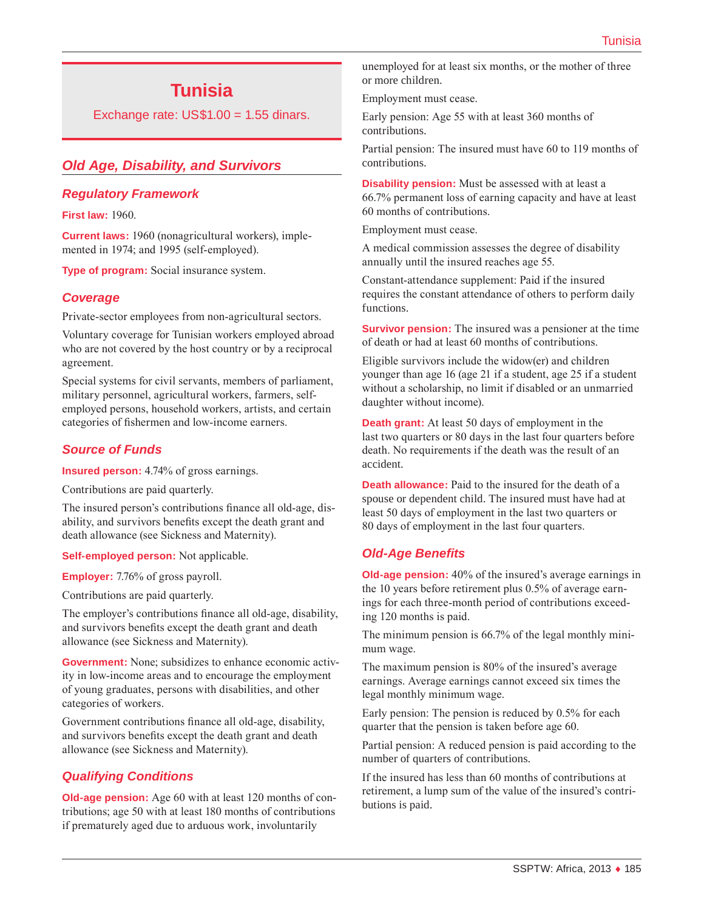# Tunisia

Exchange rate: US$1.00 = 1.55 dinars.

## Old Age, Disability, and Survivors

### Regulatory Framework

**First law:** 1960.

**Current laws:** 1960 (nonagricultural workers), implemented in 1974; and 1995 (self-employed).

**Type of program:** Social insurance system.

### Coverage

Private-sector employees from non-agricultural sectors.

Voluntary coverage for Tunisian workers employed abroad who are not covered by the host country or by a reciprocal agreement.

Special systems for civil servants, members of parliament, military personnel, agricultural workers, farmers, self-employed persons, household workers, artists, and certain categories of fishermen and low-income earners.

### Source of Funds

**Insured person:** 4.74% of gross earnings.

Contributions are paid quarterly.

The insured person's contributions finance all old-age, disability, and survivors benefits except the death grant and death allowance (see Sickness and Maternity).

**Self-employed person:** Not applicable.

**Employer:** 7.76% of gross payroll.

Contributions are paid quarterly.

The employer's contributions finance all old-age, disability, and survivors benefits except the death grant and death allowance (see Sickness and Maternity).

**Government:** None; subsidizes to enhance economic activity in low-income areas and to encourage the employment of young graduates, persons with disabilities, and other categories of workers.

Government contributions finance all old-age, disability, and survivors benefits except the death grant and death allowance (see Sickness and Maternity).

### Qualifying Conditions

**Old-age pension:** Age 60 with at least 120 months of contributions; age 50 with at least 180 months of contributions if prematurely aged due to arduous work, involuntarily unemployed for at least six months, or the mother of three or more children.

Employment must cease.

Early pension: Age 55 with at least 360 months of contributions.

Partial pension: The insured must have 60 to 119 months of contributions.

**Disability pension:** Must be assessed with at least a 66.7% permanent loss of earning capacity and have at least 60 months of contributions.

Employment must cease.

A medical commission assesses the degree of disability annually until the insured reaches age 55.

Constant-attendance supplement: Paid if the insured requires the constant attendance of others to perform daily functions.

**Survivor pension:** The insured was a pensioner at the time of death or had at least 60 months of contributions.

Eligible survivors include the widow(er) and children younger than age 16 (age 21 if a student, age 25 if a student without a scholarship, no limit if disabled or an unmarried daughter without income).

**Death grant:** At least 50 days of employment in the last two quarters or 80 days in the last four quarters before death. No requirements if the death was the result of an accident.

**Death allowance:** Paid to the insured for the death of a spouse or dependent child. The insured must have had at least 50 days of employment in the last two quarters or 80 days of employment in the last four quarters.

### Old-Age Benefits

**Old-age pension:** 40% of the insured's average earnings in the 10 years before retirement plus 0.5% of average earnings for each three-month period of contributions exceeding 120 months is paid.

The minimum pension is 66.7% of the legal monthly minimum wage.

The maximum pension is 80% of the insured's average earnings. Average earnings cannot exceed six times the legal monthly minimum wage.

Early pension: The pension is reduced by 0.5% for each quarter that the pension is taken before age 60.

Partial pension: A reduced pension is paid according to the number of quarters of contributions.

If the insured has less than 60 months of contributions at retirement, a lump sum of the value of the insured's contributions is paid.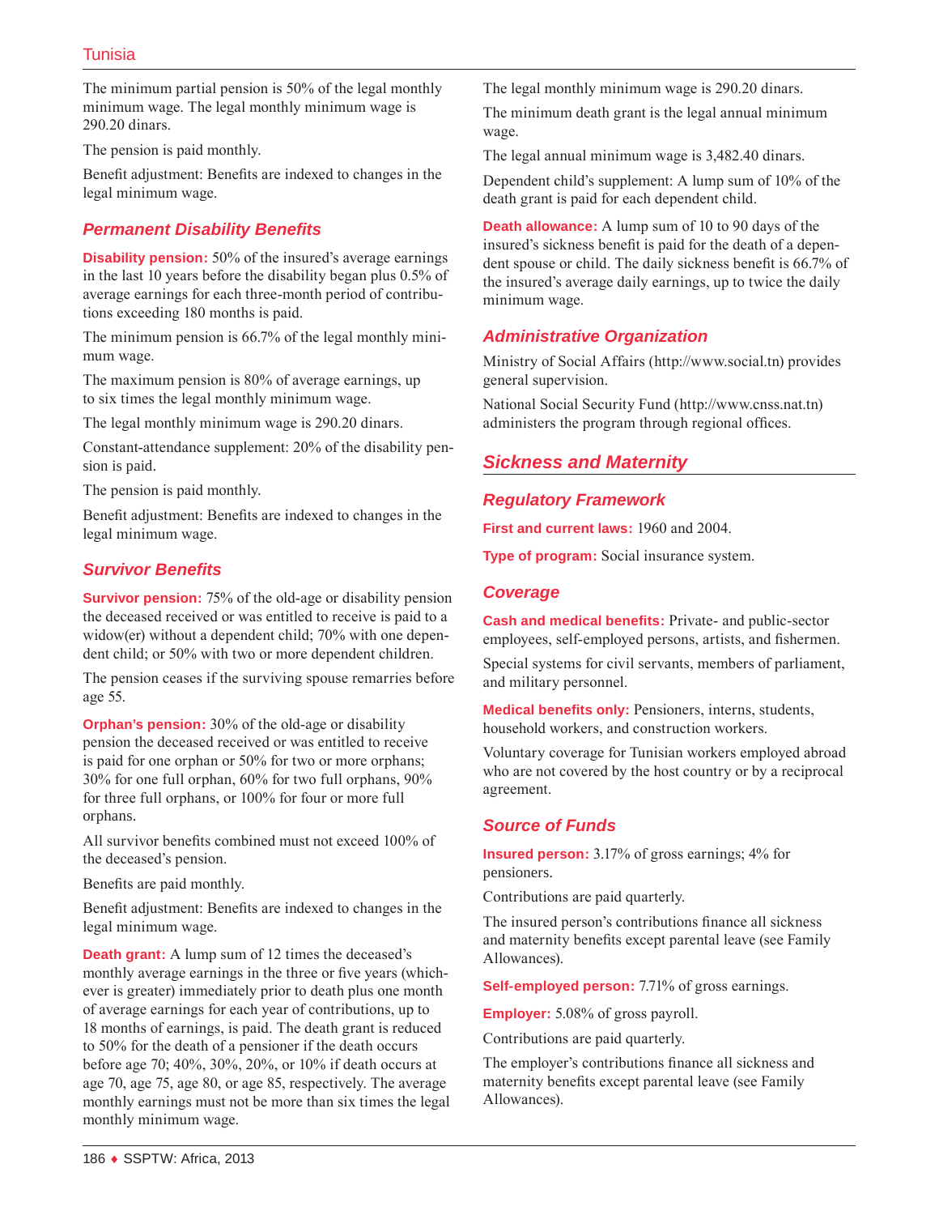The minimum partial pension is 50% of the legal monthly minimum wage. The legal monthly minimum wage is 290.20 dinars.

The pension is paid monthly.

Benefit adjustment: Benefits are indexed to changes in the legal minimum wage.

### Permanent Disability Benefits

**Disability pension:** 50% of the insured's average earnings in the last 10 years before the disability began plus 0.5% of average earnings for each three-month period of contributions exceeding 180 months is paid.

The minimum pension is 66.7% of the legal monthly minimum wage.

The maximum pension is 80% of average earnings, up to six times the legal monthly minimum wage.

The legal monthly minimum wage is 290.20 dinars.

Constant-attendance supplement: 20% of the disability pension is paid.

The pension is paid monthly.

Benefit adjustment: Benefits are indexed to changes in the legal minimum wage.

### Survivor Benefits

**Survivor pension:** 75% of the old-age or disability pension the deceased received or was entitled to receive is paid to a widow(er) without a dependent child; 70% with one dependent child; or 50% with two or more dependent children.

The pension ceases if the surviving spouse remarries before age 55.

**Orphan's pension:** 30% of the old-age or disability pension the deceased received or was entitled to receive is paid for one orphan or 50% for two or more orphans; 30% for one full orphan, 60% for two full orphans, 90% for three full orphans, or 100% for four or more full orphans.

All survivor benefits combined must not exceed 100% of the deceased's pension.

Benefits are paid monthly.

Benefit adjustment: Benefits are indexed to changes in the legal minimum wage.

**Death grant:** A lump sum of 12 times the deceased's monthly average earnings in the three or five years (whichever is greater) immediately prior to death plus one month of average earnings for each year of contributions, up to 18 months of earnings, is paid. The death grant is reduced to 50% for the death of a pensioner if the death occurs before age 70; 40%, 30%, 20%, or 10% if death occurs at age 70, age 75, age 80, or age 85, respectively. The average monthly earnings must not be more than six times the legal monthly minimum wage.

The legal monthly minimum wage is 290.20 dinars.

The minimum death grant is the legal annual minimum wage.

The legal annual minimum wage is 3,482.40 dinars.

Dependent child's supplement: A lump sum of 10% of the death grant is paid for each dependent child.

**Death allowance:** A lump sum of 10 to 90 days of the insured's sickness benefit is paid for the death of a dependent spouse or child. The daily sickness benefit is 66.7% of the insured's average daily earnings, up to twice the daily minimum wage.

### Administrative Organization

Ministry of Social Affairs (http://www.social.tn) provides general supervision.

National Social Security Fund (http://www.cnss.nat.tn) administers the program through regional offices.

## Sickness and Maternity

### Regulatory Framework

**First and current laws:** 1960 and 2004.

**Type of program:** Social insurance system.

### Coverage

**Cash and medical benefits:** Private- and public-sector employees, self-employed persons, artists, and fishermen.

Special systems for civil servants, members of parliament, and military personnel.

**Medical benefits only:** Pensioners, interns, students, household workers, and construction workers.

Voluntary coverage for Tunisian workers employed abroad who are not covered by the host country or by a reciprocal agreement.

### Source of Funds

**Insured person:** 3.17% of gross earnings; 4% for pensioners.

Contributions are paid quarterly.

The insured person's contributions finance all sickness and maternity benefits except parental leave (see Family Allowances).

**Self-employed person:** 7.71% of gross earnings.

**Employer:** 5.08% of gross payroll.

Contributions are paid quarterly.

The employer's contributions finance all sickness and maternity benefits except parental leave (see Family Allowances).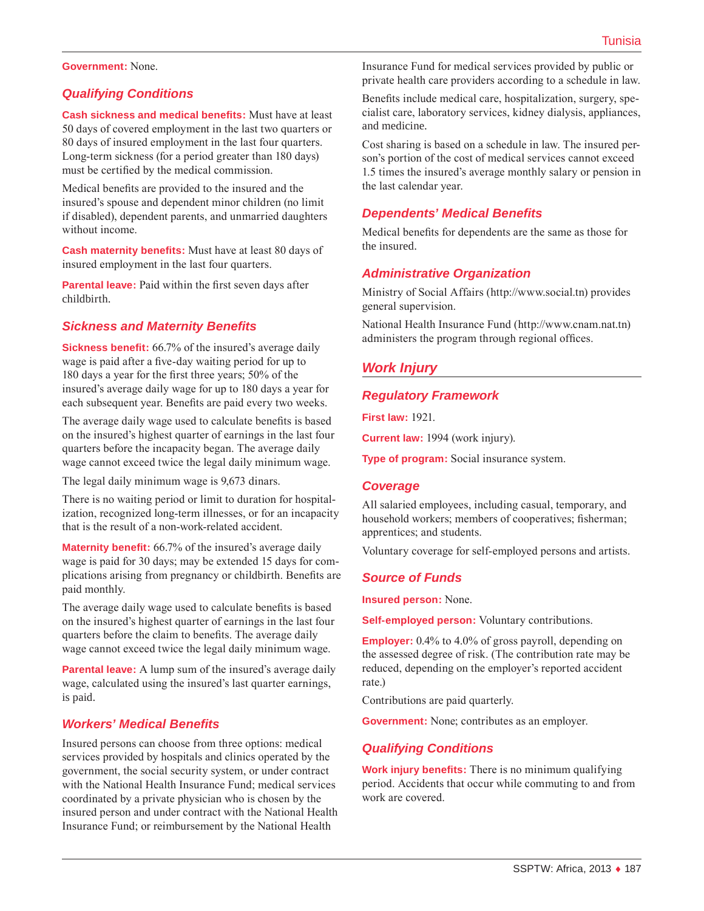**Government:** None.

### Qualifying Conditions

**Cash sickness and medical benefits:** Must have at least 50 days of covered employment in the last two quarters or 80 days of insured employment in the last four quarters. Long-term sickness (for a period greater than 180 days) must be certified by the medical commission.

Medical benefits are provided to the insured and the insured's spouse and dependent minor children (no limit if disabled), dependent parents, and unmarried daughters without income.

**Cash maternity benefits:** Must have at least 80 days of insured employment in the last four quarters.

**Parental leave:** Paid within the first seven days after childbirth.

### Sickness and Maternity Benefits

**Sickness benefit:** 66.7% of the insured's average daily wage is paid after a five-day waiting period for up to 180 days a year for the first three years; 50% of the insured's average daily wage for up to 180 days a year for each subsequent year. Benefits are paid every two weeks.

The average daily wage used to calculate benefits is based on the insured's highest quarter of earnings in the last four quarters before the incapacity began. The average daily wage cannot exceed twice the legal daily minimum wage.

The legal daily minimum wage is 9,673 dinars.

There is no waiting period or limit to duration for hospitalization, recognized long-term illnesses, or for an incapacity that is the result of a non-work-related accident.

**Maternity benefit:** 66.7% of the insured's average daily wage is paid for 30 days; may be extended 15 days for complications arising from pregnancy or childbirth. Benefits are paid monthly.

The average daily wage used to calculate benefits is based on the insured's highest quarter of earnings in the last four quarters before the claim to benefits. The average daily wage cannot exceed twice the legal daily minimum wage.

**Parental leave:** A lump sum of the insured's average daily wage, calculated using the insured's last quarter earnings, is paid.

### Workers' Medical Benefits

Insured persons can choose from three options: medical services provided by hospitals and clinics operated by the government, the social security system, or under contract with the National Health Insurance Fund; medical services coordinated by a private physician who is chosen by the insured person and under contract with the National Health Insurance Fund; or reimbursement by the National Health Insurance Fund for medical services provided by public or private health care providers according to a schedule in law.

Benefits include medical care, hospitalization, surgery, specialist care, laboratory services, kidney dialysis, appliances, and medicine.

Cost sharing is based on a schedule in law. The insured person's portion of the cost of medical services cannot exceed 1.5 times the insured's average monthly salary or pension in the last calendar year.

### Dependents' Medical Benefits

Medical benefits for dependents are the same as those for the insured.

### Administrative Organization

Ministry of Social Affairs (http://www.social.tn) provides general supervision.

National Health Insurance Fund (http://www.cnam.nat.tn) administers the program through regional offices.

## Work Injury

### Regulatory Framework

**First law:** 1921.

**Current law:** 1994 (work injury).

**Type of program:** Social insurance system.

### Coverage

All salaried employees, including casual, temporary, and household workers; members of cooperatives; fisherman; apprentices; and students.

Voluntary coverage for self-employed persons and artists.

### Source of Funds

**Insured person:** None.

**Self-employed person:** Voluntary contributions.

**Employer:** 0.4% to 4.0% of gross payroll, depending on the assessed degree of risk. (The contribution rate may be reduced, depending on the employer's reported accident rate.)

Contributions are paid quarterly.

**Government:** None; contributes as an employer.

### Qualifying Conditions

**Work injury benefits:** There is no minimum qualifying period. Accidents that occur while commuting to and from work are covered.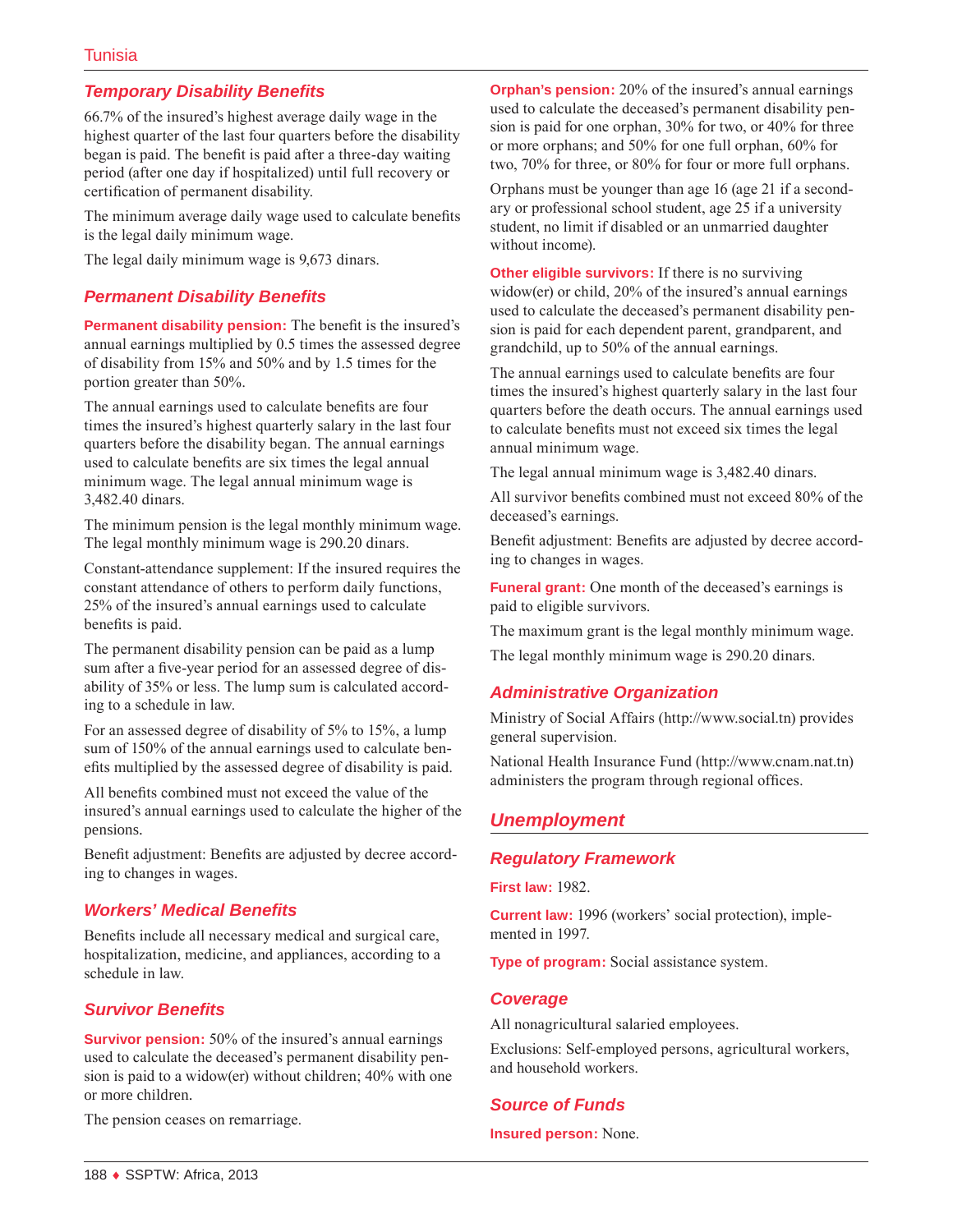### Temporary Disability Benefits

66.7% of the insured's highest average daily wage in the highest quarter of the last four quarters before the disability began is paid. The benefit is paid after a three-day waiting period (after one day if hospitalized) until full recovery or certification of permanent disability.

The minimum average daily wage used to calculate benefits is the legal daily minimum wage.

The legal daily minimum wage is 9,673 dinars.

### Permanent Disability Benefits

**Permanent disability pension:** The benefit is the insured's annual earnings multiplied by 0.5 times the assessed degree of disability from 15% and 50% and by 1.5 times for the portion greater than 50%.

The annual earnings used to calculate benefits are four times the insured's highest quarterly salary in the last four quarters before the disability began. The annual earnings used to calculate benefits are six times the legal annual minimum wage. The legal annual minimum wage is 3,482.40 dinars.

The minimum pension is the legal monthly minimum wage. The legal monthly minimum wage is 290.20 dinars.

Constant-attendance supplement: If the insured requires the constant attendance of others to perform daily functions, 25% of the insured's annual earnings used to calculate benefits is paid.

The permanent disability pension can be paid as a lump sum after a five-year period for an assessed degree of disability of 35% or less. The lump sum is calculated according to a schedule in law.

For an assessed degree of disability of 5% to 15%, a lump sum of 150% of the annual earnings used to calculate benefits multiplied by the assessed degree of disability is paid.

All benefits combined must not exceed the value of the insured's annual earnings used to calculate the higher of the pensions.

Benefit adjustment: Benefits are adjusted by decree according to changes in wages.

### Workers' Medical Benefits

Benefits include all necessary medical and surgical care, hospitalization, medicine, and appliances, according to a schedule in law.

### Survivor Benefits

**Survivor pension:** 50% of the insured's annual earnings used to calculate the deceased's permanent disability pension is paid to a widow(er) without children; 40% with one or more children.

The pension ceases on remarriage.

**Orphan's pension:** 20% of the insured's annual earnings used to calculate the deceased's permanent disability pension is paid for one orphan, 30% for two, or 40% for three or more orphans; and 50% for one full orphan, 60% for two, 70% for three, or 80% for four or more full orphans.

Orphans must be younger than age 16 (age 21 if a secondary or professional school student, age 25 if a university student, no limit if disabled or an unmarried daughter without income).

**Other eligible survivors:** If there is no surviving widow(er) or child, 20% of the insured's annual earnings used to calculate the deceased's permanent disability pension is paid for each dependent parent, grandparent, and grandchild, up to 50% of the annual earnings.

The annual earnings used to calculate benefits are four times the insured's highest quarterly salary in the last four quarters before the death occurs. The annual earnings used to calculate benefits must not exceed six times the legal annual minimum wage.

The legal annual minimum wage is 3,482.40 dinars.

All survivor benefits combined must not exceed 80% of the deceased's earnings.

Benefit adjustment: Benefits are adjusted by decree according to changes in wages.

**Funeral grant:** One month of the deceased's earnings is paid to eligible survivors.

The maximum grant is the legal monthly minimum wage.

The legal monthly minimum wage is 290.20 dinars.

### Administrative Organization

Ministry of Social Affairs (http://www.social.tn) provides general supervision.

National Health Insurance Fund (http://www.cnam.nat.tn) administers the program through regional offices.

## Unemployment

### Regulatory Framework

**First law:** 1982.

**Current law:** 1996 (workers' social protection), implemented in 1997.

**Type of program:** Social assistance system.

### Coverage

All nonagricultural salaried employees.

Exclusions: Self-employed persons, agricultural workers, and household workers.

### Source of Funds

**Insured person:** None.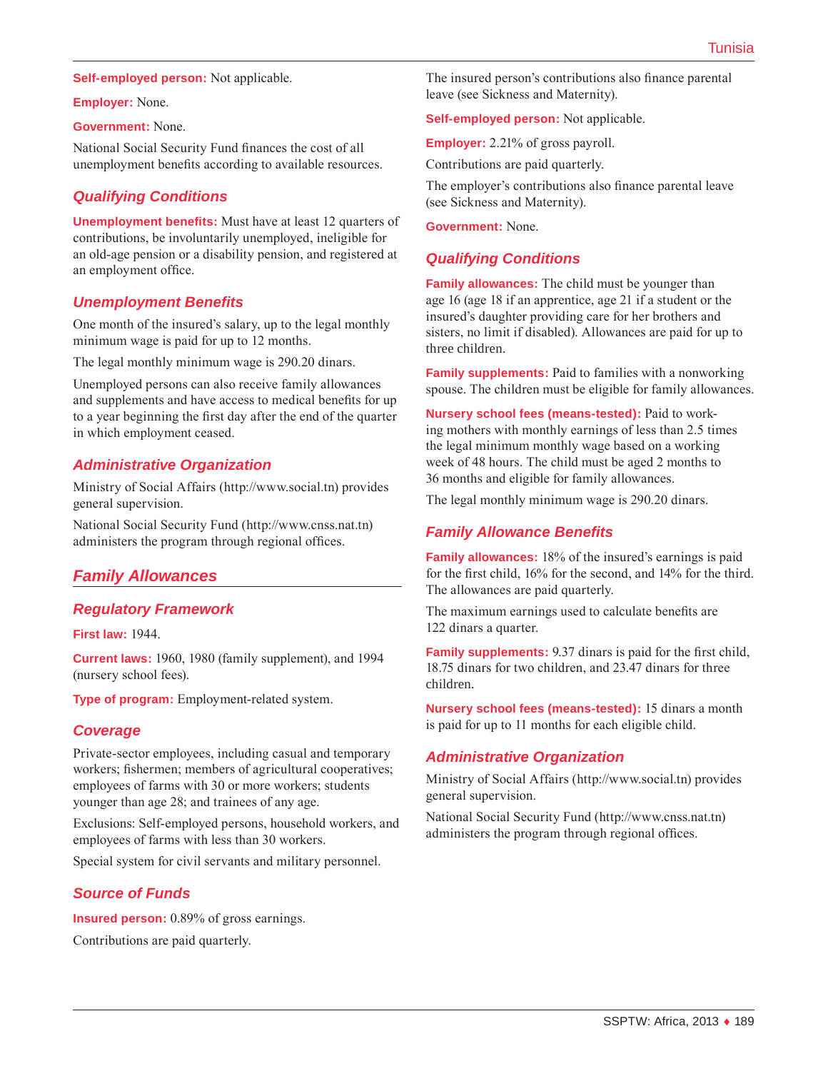**Self-employed person:** Not applicable.

**Employer:** None.

**Government:** None.

National Social Security Fund finances the cost of all unemployment benefits according to available resources.

### *Qualifying Conditions*

**Unemployment benefits:** Must have at least 12 quarters of contributions, be involuntarily unemployed, ineligible for an old-age pension or a disability pension, and registered at an employment office.

### *Unemployment Benefits*

One month of the insured's salary, up to the legal monthly minimum wage is paid for up to 12 months.

The legal monthly minimum wage is 290.20 dinars.

Unemployed persons can also receive family allowances and supplements and have access to medical benefits for up to a year beginning the first day after the end of the quarter in which employment ceased.

### *Administrative Organization*

Ministry of Social Affairs (http://www.social.tn) provides general supervision.

National Social Security Fund (http://www.cnss.nat.tn) administers the program through regional offices.

## *Family Allowances*

### *Regulatory Framework*

**First law:** 1944.

**Current laws:** 1960, 1980 (family supplement), and 1994 (nursery school fees).

**Type of program:** Employment-related system.

### *Coverage*

Private-sector employees, including casual and temporary workers; fishermen; members of agricultural cooperatives; employees of farms with 30 or more workers; students younger than age 28; and trainees of any age.

Exclusions: Self-employed persons, household workers, and employees of farms with less than 30 workers.

Special system for civil servants and military personnel.

### *Source of Funds*

**Insured person:** 0.89% of gross earnings.

Contributions are paid quarterly.

The insured person's contributions also finance parental leave (see Sickness and Maternity).

**Self-employed person:** Not applicable.

**Employer:** 2.21% of gross payroll.

Contributions are paid quarterly.

The employer's contributions also finance parental leave (see Sickness and Maternity).

**Government:** None.

### *Qualifying Conditions*

**Family allowances:** The child must be younger than age 16 (age 18 if an apprentice, age 21 if a student or the insured's daughter providing care for her brothers and sisters, no limit if disabled). Allowances are paid for up to three children.

**Family supplements:** Paid to families with a nonworking spouse. The children must be eligible for family allowances.

**Nursery school fees (means-tested):** Paid to working mothers with monthly earnings of less than 2.5 times the legal minimum monthly wage based on a working week of 48 hours. The child must be aged 2 months to 36 months and eligible for family allowances.

The legal monthly minimum wage is 290.20 dinars.

### *Family Allowance Benefits*

**Family allowances:** 18% of the insured's earnings is paid for the first child, 16% for the second, and 14% for the third. The allowances are paid quarterly.

The maximum earnings used to calculate benefits are 122 dinars a quarter.

**Family supplements:** 9.37 dinars is paid for the first child, 18.75 dinars for two children, and 23.47 dinars for three children.

**Nursery school fees (means-tested):** 15 dinars a month is paid for up to 11 months for each eligible child.

### *Administrative Organization*

Ministry of Social Affairs (http://www.social.tn) provides general supervision.

National Social Security Fund (http://www.cnss.nat.tn) administers the program through regional offices.